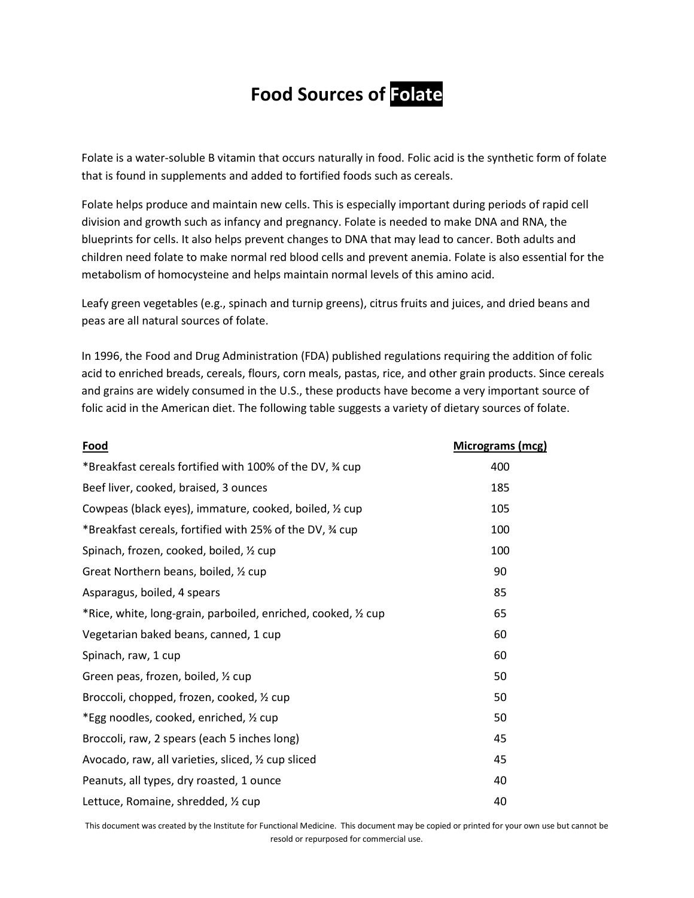# Food Sources of Folate

Folate is a water-soluble B vitamin that occurs naturally in food. Folic acid is the synthetic form of folate that is found in supplements and added to fortified foods such as cereals.

Folate helps produce and maintain new cells. This is especially important during periods of rapid cell division and growth such as infancy and pregnancy. Folate is needed to make DNA and RNA, the blueprints for cells. It also helps prevent changes to DNA that may lead to cancer. Both adults and children need folate to make normal red blood cells and prevent anemia. Folate is also essential for the metabolism of homocysteine and helps maintain normal levels of this amino acid.

Leafy green vegetables (e.g., spinach and turnip greens), citrus fruits and juices, and dried beans and peas are all natural sources of folate.

In 1996, the Food and Drug Administration (FDA) published regulations requiring the addition of folic acid to enriched breads, cereals, flours, corn meals, pastas, rice, and other grain products. Since cereals and grains are widely consumed in the U.S., these products have become a very important source of folic acid in the American diet. The following table suggests a variety of dietary sources of folate.

| Food | Micrograms (mcg) |
|---|---|
| *Breakfast cereals fortified with 100% of the DV, ¾ cup | 400 |
| Beef liver, cooked, braised, 3 ounces | 185 |
| Cowpeas (black eyes), immature, cooked, boiled, ½ cup | 105 |
| *Breakfast cereals, fortified with 25% of the DV, ¾ cup | 100 |
| Spinach, frozen, cooked, boiled, ½ cup | 100 |
| Great Northern beans, boiled, ½ cup | 90 |
| Asparagus, boiled, 4 spears | 85 |
| *Rice, white, long-grain, parboiled, enriched, cooked, ½ cup | 65 |
| Vegetarian baked beans, canned, 1 cup | 60 |
| Spinach, raw, 1 cup | 60 |
| Green peas, frozen, boiled, ½ cup | 50 |
| Broccoli, chopped, frozen, cooked, ½ cup | 50 |
| *Egg noodles, cooked, enriched, ½ cup | 50 |
| Broccoli, raw, 2 spears (each 5 inches long) | 45 |
| Avocado, raw, all varieties, sliced, ½ cup sliced | 45 |
| Peanuts, all types, dry roasted, 1 ounce | 40 |
| Lettuce, Romaine, shredded, ½ cup | 40 |

This document was created by the Institute for Functional Medicine. This document may be copied or printed for your own use but cannot be resold or repurposed for commercial use.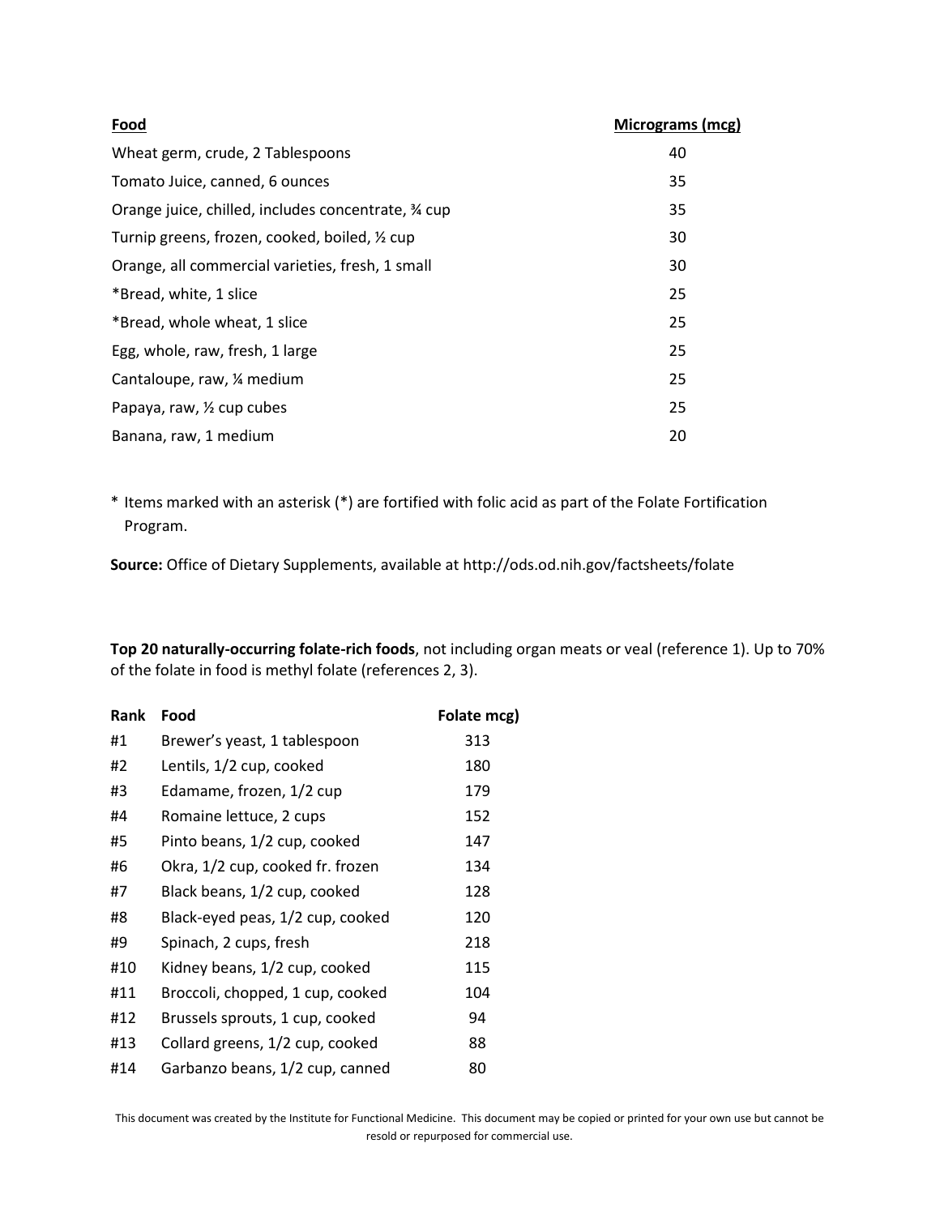| Food | Micrograms (mcg) |
|---|---|
| Wheat germ, crude, 2 Tablespoons | 40 |
| Tomato Juice, canned, 6 ounces | 35 |
| Orange juice, chilled, includes concentrate, ¾ cup | 35 |
| Turnip greens, frozen, cooked, boiled, ½ cup | 30 |
| Orange, all commercial varieties, fresh, 1 small | 30 |
| *Bread, white, 1 slice | 25 |
| *Bread, whole wheat, 1 slice | 25 |
| Egg, whole, raw, fresh, 1 large | 25 |
| Cantaloupe, raw, ¼ medium | 25 |
| Papaya, raw, ½ cup cubes | 25 |
| Banana, raw, 1 medium | 20 |

\* Items marked with an asterisk (*) are fortified with folic acid as part of the Folate Fortification Program.

**Source:** Office of Dietary Supplements, available at http://ods.od.nih.gov/factsheets/folate

**Top 20 naturally-occurring folate-rich foods**, not including organ meats or veal (reference 1). Up to 70% of the folate in food is methyl folate (references 2, 3).

| Rank | Food | Folate mcg) |
|---|---|---|
| #1 | Brewer's yeast, 1 tablespoon | 313 |
| #2 | Lentils, 1/2 cup, cooked | 180 |
| #3 | Edamame, frozen, 1/2 cup | 179 |
| #4 | Romaine lettuce, 2 cups | 152 |
| #5 | Pinto beans, 1/2 cup, cooked | 147 |
| #6 | Okra, 1/2 cup, cooked fr. frozen | 134 |
| #7 | Black beans, 1/2 cup, cooked | 128 |
| #8 | Black-eyed peas, 1/2 cup, cooked | 120 |
| #9 | Spinach, 2 cups, fresh | 218 |
| #10 | Kidney beans, 1/2 cup, cooked | 115 |
| #11 | Broccoli, chopped, 1 cup, cooked | 104 |
| #12 | Brussels sprouts, 1 cup, cooked | 94 |
| #13 | Collard greens, 1/2 cup, cooked | 88 |
| #14 | Garbanzo beans, 1/2 cup, canned | 80 |

This document was created by the Institute for Functional Medicine. This document may be copied or printed for your own use but cannot be resold or repurposed for commercial use.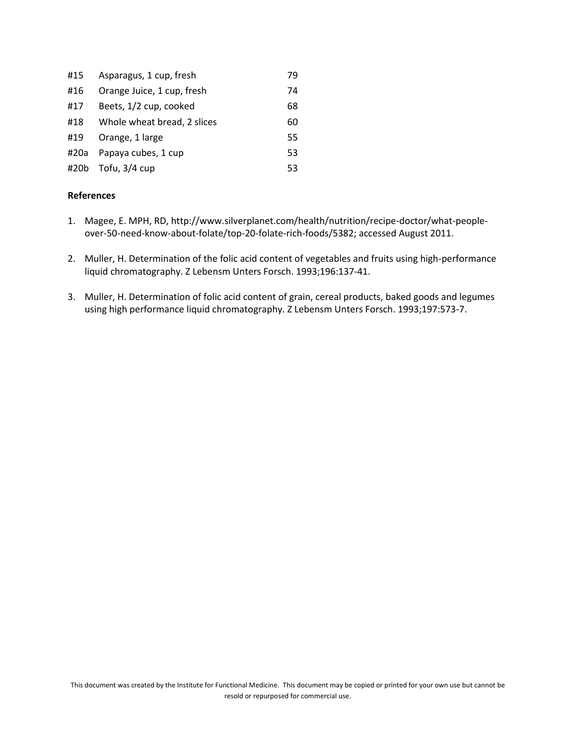| | | |
|---|---|---|
| #15 | Asparagus, 1 cup, fresh | 79 |
| #16 | Orange Juice, 1 cup, fresh | 74 |
| #17 | Beets, 1/2 cup, cooked | 68 |
| #18 | Whole wheat bread, 2 slices | 60 |
| #19 | Orange, 1 large | 55 |
| #20a | Papaya cubes, 1 cup | 53 |
| #20b | Tofu, 3/4 cup | 53 |

**References**

1. Magee, E. MPH, RD, http://www.silverplanet.com/health/nutrition/recipe-doctor/what-people-over-50-need-know-about-folate/top-20-folate-rich-foods/5382; accessed August 2011.

2. Muller, H. Determination of the folic acid content of vegetables and fruits using high-performance liquid chromatography. Z Lebensm Unters Forsch. 1993;196:137-41.

3. Muller, H. Determination of folic acid content of grain, cereal products, baked goods and legumes using high performance liquid chromatography. Z Lebensm Unters Forsch. 1993;197:573-7.

This document was created by the Institute for Functional Medicine. This document may be copied or printed for your own use but cannot be resold or repurposed for commercial use.